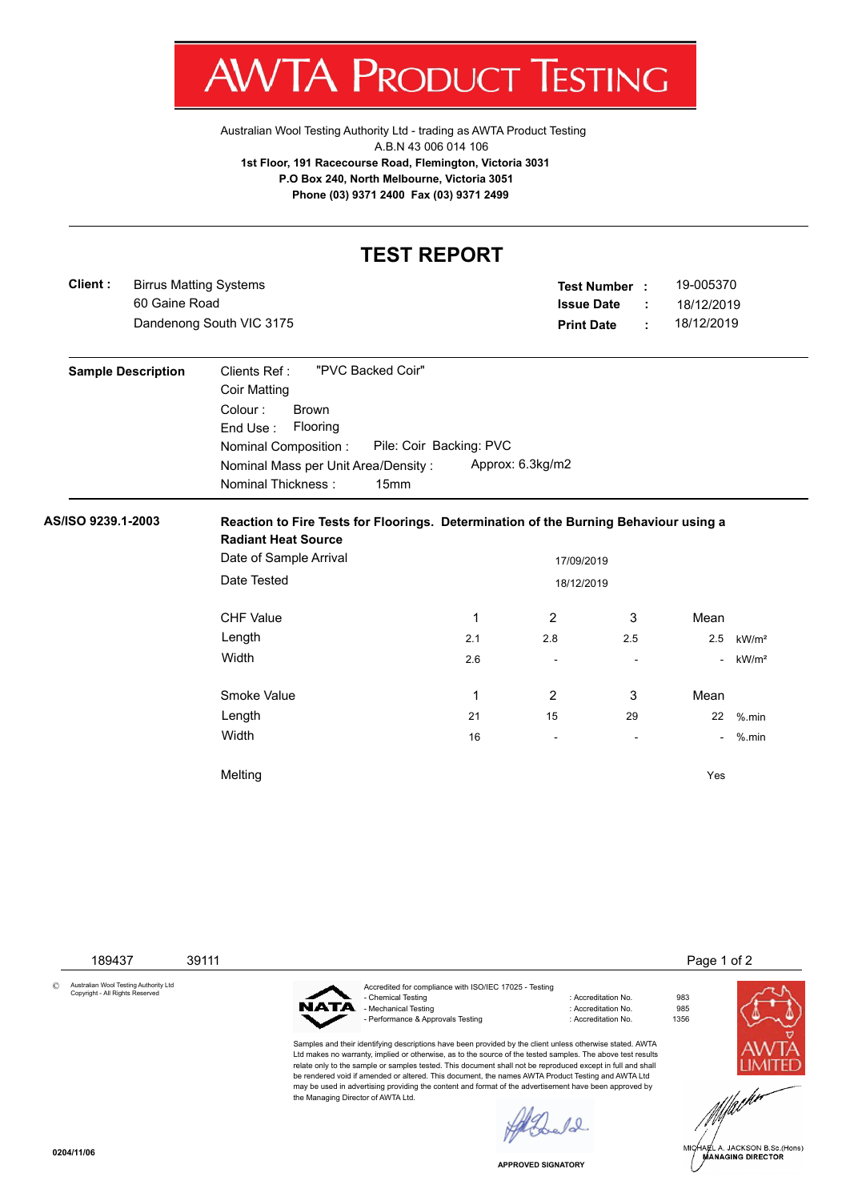# AWTA PRODUCT TESTING

Australian Wool Testing Authority Ltd - trading as AWTA Product Testing
A.B.N 43 006 014 106
**1st Floor, 191 Racecourse Road, Flemington, Victoria 3031**
**P.O Box 240, North Melbourne, Victoria 3051**
**Phone (03) 9371 2400 Fax (03) 9371 2499**

## TEST REPORT

**Client :** Birrus Matting Systems
60 Gaine Road
Dandenong South VIC 3175

**Test Number :** 19-005370
**Issue Date :** 18/12/2019
**Print Date :** 18/12/2019

**Sample Description**

Clients Ref : "PVC Backed Coir"
Coir Matting
Colour : Brown
End Use : Flooring
Nominal Composition : Pile: Coir Backing: PVC
Nominal Mass per Unit Area/Density : Approx: 6.3kg/m2
Nominal Thickness : 15mm

**AS/ISO 9239.1-2003**

**Reaction to Fire Tests for Floorings. Determination of the Burning Behaviour using a Radiant Heat Source**

Date of Sample Arrival: 17/09/2019
Date Tested: 18/12/2019

| CHF Value | 1 | 2 | 3 | Mean | |
|---|---|---|---|---|---|
| Length | 2.1 | 2.8 | 2.5 | 2.5 | kW/m² |
| Width | 2.6 | - | - | - | kW/m² |

| Smoke Value | 1 | 2 | 3 | Mean | |
|---|---|---|---|---|---|
| Length | 21 | 15 | 29 | 22 | %.min |
| Width | 16 | - | - | - | %.min |

Melting: Yes

189437 39111

© Australian Wool Testing Authority Ltd
Copyright - All Rights Reserved

Accredited for compliance with ISO/IEC 17025 - Testing
- Chemical Testing : Accreditation No. 983
- Mechanical Testing : Accreditation No. 985
- Performance & Approvals Testing : Accreditation No. 1356

Samples and their identifying descriptions have been provided by the client unless otherwise stated. AWTA Ltd makes no warranty, implied or otherwise, as to the source of the tested samples. The above test results relate only to the sample or samples tested. This document shall not be reproduced except in full and shall be rendered void if amended or altered. This document, the names AWTA Product Testing and AWTA Ltd may be used in advertising providing the content and format of the advertisement have been approved by the Managing Director of AWTA Ltd.

APPROVED SIGNATORY

MICHAEL A. JACKSON B.Sc.(Hons)
MANAGING DIRECTOR

0204/11/06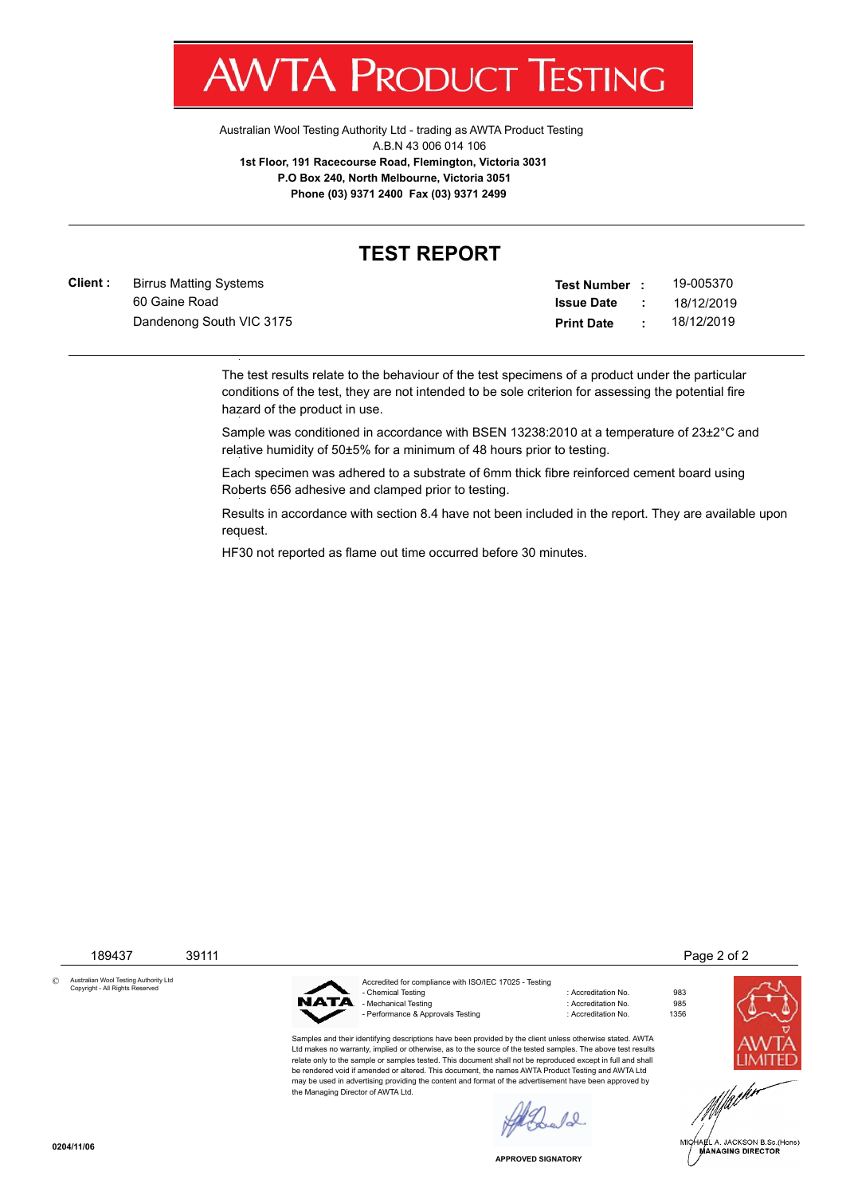# AWTA PRODUCT TESTING

Australian Wool Testing Authority Ltd - trading as AWTA Product Testing
A.B.N 43 006 014 106
**1st Floor, 191 Racecourse Road, Flemington, Victoria 3031**
**P.O Box 240, North Melbourne, Victoria 3051**
**Phone (03) 9371 2400 Fax (03) 9371 2499**

## TEST REPORT

**Client :** Birrus Matting Systems
60 Gaine Road
Dandenong South VIC 3175

**Test Number :** 19-005370
**Issue Date :** 18/12/2019
**Print Date :** 18/12/2019

The test results relate to the behaviour of the test specimens of a product under the particular conditions of the test, they are not intended to be sole criterion for assessing the potential fire hazard of the product in use.

Sample was conditioned in accordance with BSEN 13238:2010 at a temperature of 23±2°C and relative humidity of 50±5% for a minimum of 48 hours prior to testing.

Each specimen was adhered to a substrate of 6mm thick fibre reinforced cement board using Roberts 656 adhesive and clamped prior to testing.

Results in accordance with section 8.4 have not been included in the report. They are available upon request.

HF30 not reported as flame out time occurred before 30 minutes.

189437 39111

© Australian Wool Testing Authority Ltd Copyright - All Rights Reserved

Accredited for compliance with ISO/IEC 17025 - Testing

| | | |
|---|---|---|
| - Chemical Testing | : Accreditation No. | 983 |
| - Mechanical Testing | : Accreditation No. | 985 |
| - Performance & Approvals Testing | : Accreditation No. | 1356 |

Samples and their identifying descriptions have been provided by the client unless otherwise stated. AWTA Ltd makes no warranty, implied or otherwise, as to the source of the tested samples. The above test results relate only to the sample or samples tested. This document shall not be reproduced except in full and shall be rendered void if amended or altered. This document, the names AWTA Product Testing and AWTA Ltd may be used in advertising providing the content and format of the advertisement have been approved by the Managing Director of AWTA Ltd.

APPROVED SIGNATORY

MICHAEL A. JACKSON B.Sc.(Hons)
MANAGING DIRECTOR

0204/11/06